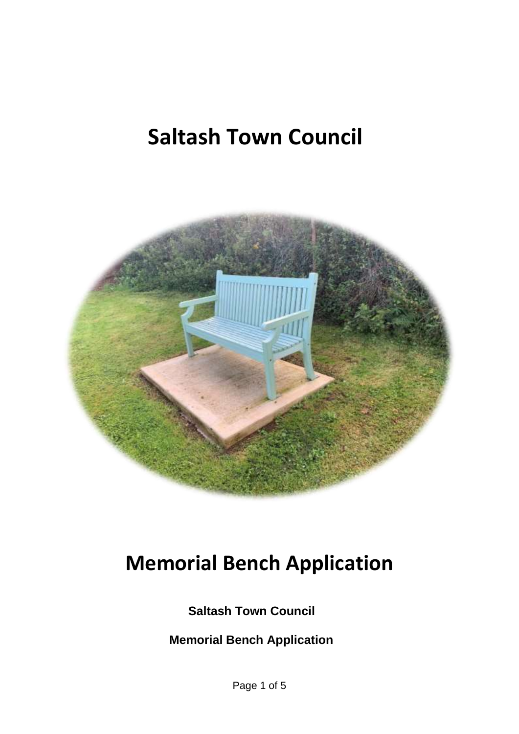# Saltash Town Council

# Memorial Bench Application

**Saltash Town Council**

**Memorial Bench Application**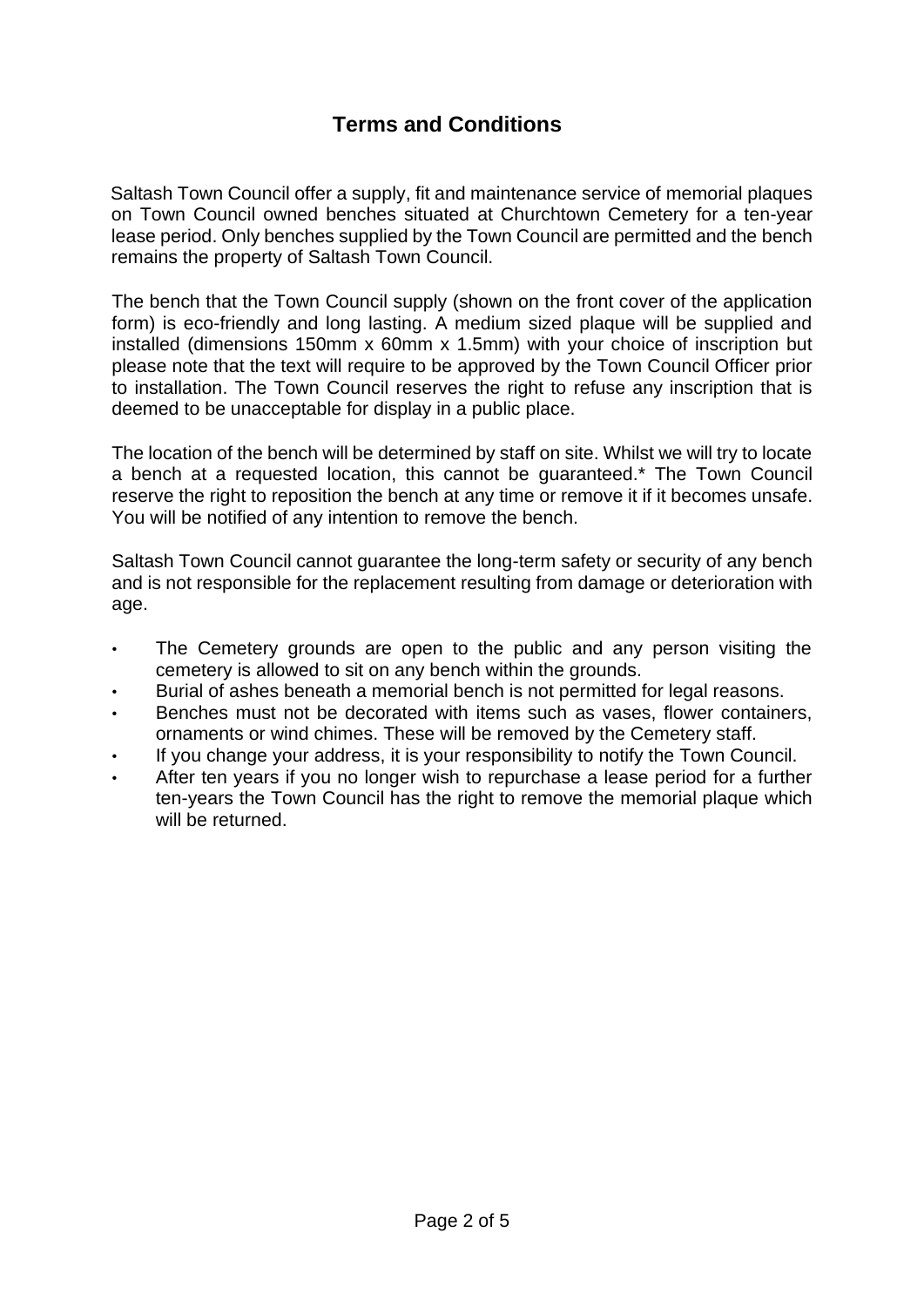# Terms and Conditions

Saltash Town Council offer a supply, fit and maintenance service of memorial plaques on Town Council owned benches situated at Churchtown Cemetery for a ten-year lease period. Only benches supplied by the Town Council are permitted and the bench remains the property of Saltash Town Council.

The bench that the Town Council supply (shown on the front cover of the application form) is eco-friendly and long lasting. A medium sized plaque will be supplied and installed (dimensions 150mm x 60mm x 1.5mm) with your choice of inscription but please note that the text will require to be approved by the Town Council Officer prior to installation. The Town Council reserves the right to refuse any inscription that is deemed to be unacceptable for display in a public place.

The location of the bench will be determined by staff on site. Whilst we will try to locate a bench at a requested location, this cannot be guaranteed.* The Town Council reserve the right to reposition the bench at any time or remove it if it becomes unsafe. You will be notified of any intention to remove the bench.

Saltash Town Council cannot guarantee the long-term safety or security of any bench and is not responsible for the replacement resulting from damage or deterioration with age.

- The Cemetery grounds are open to the public and any person visiting the cemetery is allowed to sit on any bench within the grounds.
- Burial of ashes beneath a memorial bench is not permitted for legal reasons.
- Benches must not be decorated with items such as vases, flower containers, ornaments or wind chimes. These will be removed by the Cemetery staff.
- If you change your address, it is your responsibility to notify the Town Council.
- After ten years if you no longer wish to repurchase a lease period for a further ten-years the Town Council has the right to remove the memorial plaque which will be returned.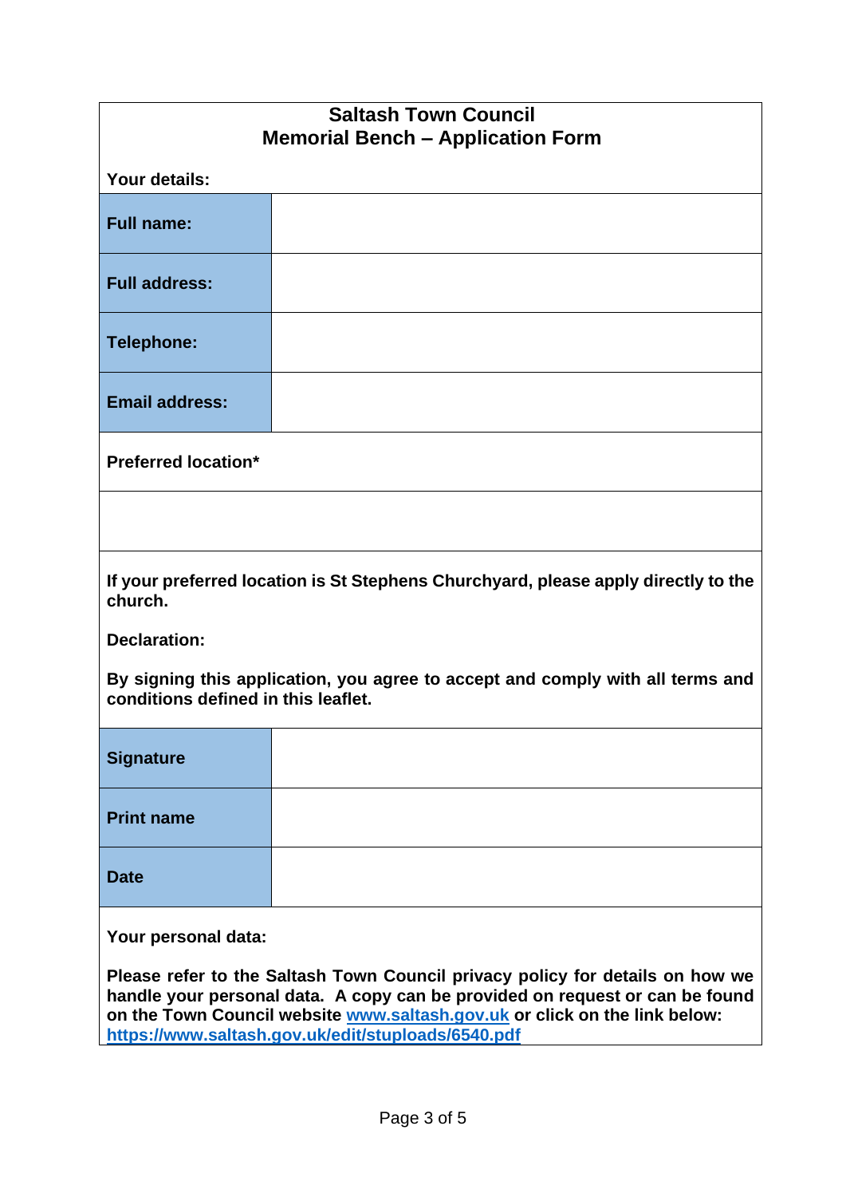# Saltash Town Council
## Memorial Bench – Application Form

**Your details:**

| | |
|---|---|
| **Full name:** | |
| **Full address:** | |
| **Telephone:** | |
| **Email address:** | |

**Preferred location***

&nbsp;

**If your preferred location is St Stephens Churchyard, please apply directly to the church.**

**Declaration:**

**By signing this application, you agree to accept and comply with all terms and conditions defined in this leaflet.**

| | |
|---|---|
| **Signature** | |
| **Print name** | |
| **Date** | |

**Your personal data:**

**Please refer to the Saltash Town Council privacy policy for details on how we handle your personal data. A copy can be provided on request or can be found on the Town Council website [www.saltash.gov.uk](www.saltash.gov.uk) or click on the link below: [https://www.saltash.gov.uk/edit/stuploads/6540.pdf](https://www.saltash.gov.uk/edit/stuploads/6540.pdf)**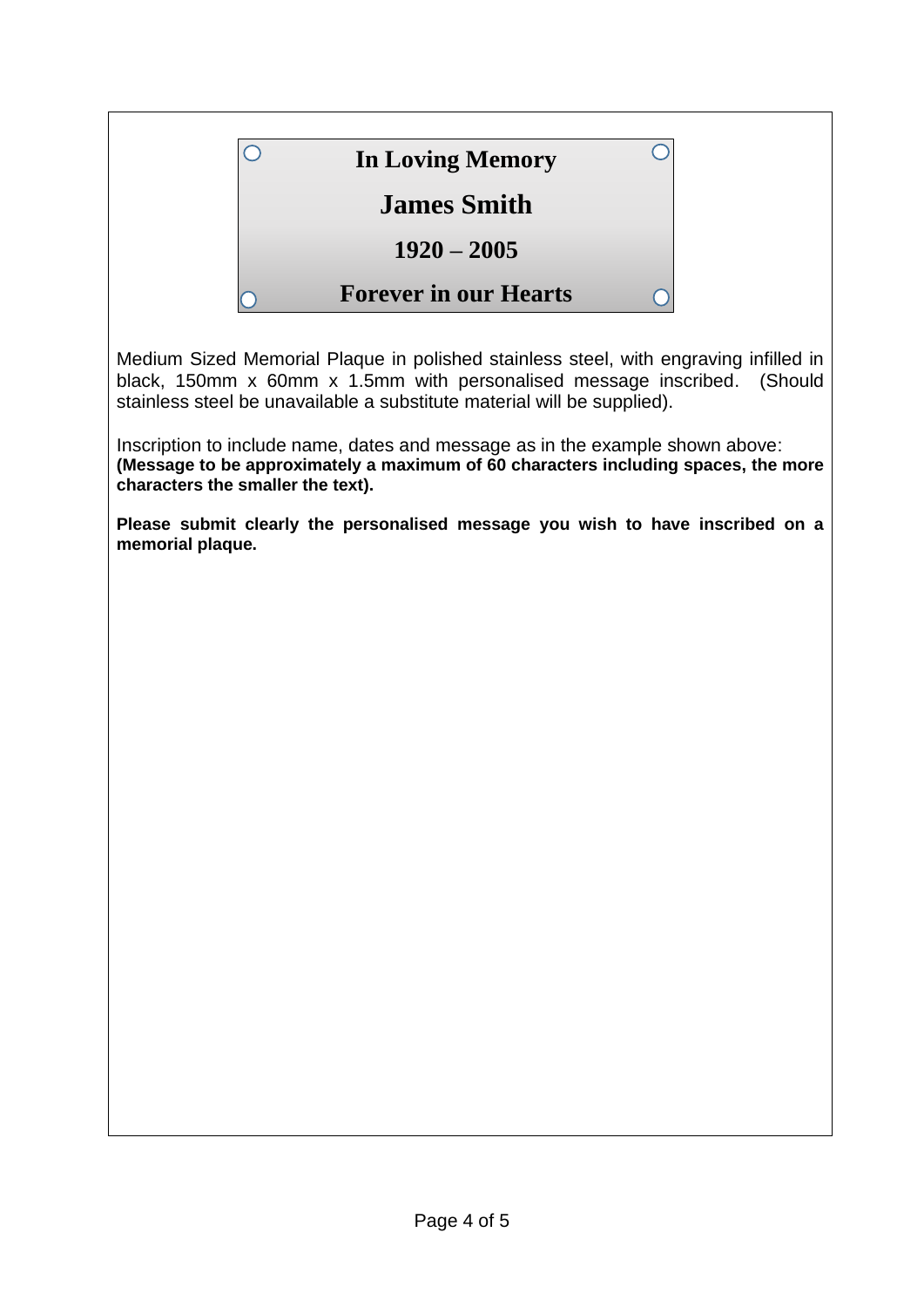**In Loving Memory**

**James Smith**

**1920 – 2005**

**Forever in our Hearts**

Medium Sized Memorial Plaque in polished stainless steel, with engraving infilled in black, 150mm x 60mm x 1.5mm with personalised message inscribed. (Should stainless steel be unavailable a substitute material will be supplied).

Inscription to include name, dates and message as in the example shown above:
**(Message to be approximately a maximum of 60 characters including spaces, the more characters the smaller the text).**

**Please submit clearly the personalised message you wish to have inscribed on a memorial plaque.**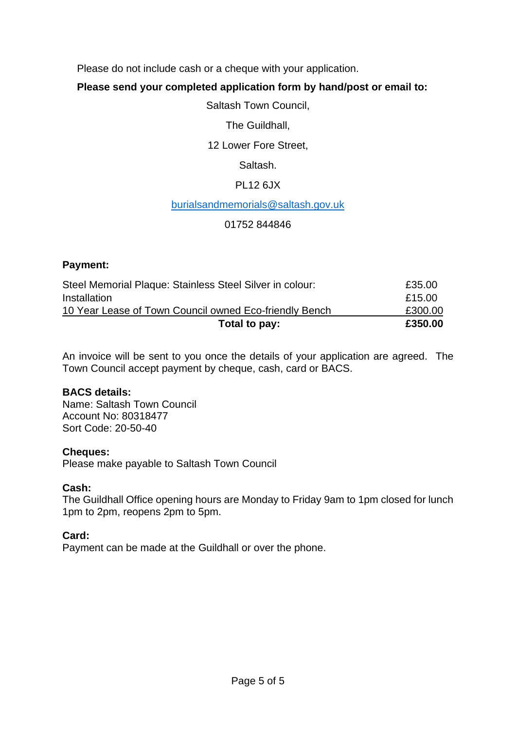Please do not include cash or a cheque with your application.

**Please send your completed application form by hand/post or email to:**

Saltash Town Council,

The Guildhall,

12 Lower Fore Street,

Saltash.

PL12 6JX

burialsandmemorials@saltash.gov.uk

01752 844846

**Payment:**

| | |
|---|---|
| Steel Memorial Plaque: Stainless Steel Silver in colour: | £35.00 |
| Installation | £15.00 |
| 10 Year Lease of Town Council owned Eco-friendly Bench | £300.00 |
| **Total to pay:** | **£350.00** |

An invoice will be sent to you once the details of your application are agreed. The Town Council accept payment by cheque, cash, card or BACS.

**BACS details:**
Name: Saltash Town Council
Account No: 80318477
Sort Code: 20-50-40

**Cheques:**
Please make payable to Saltash Town Council

**Cash:**
The Guildhall Office opening hours are Monday to Friday 9am to 1pm closed for lunch 1pm to 2pm, reopens 2pm to 5pm.

**Card:**
Payment can be made at the Guildhall or over the phone.